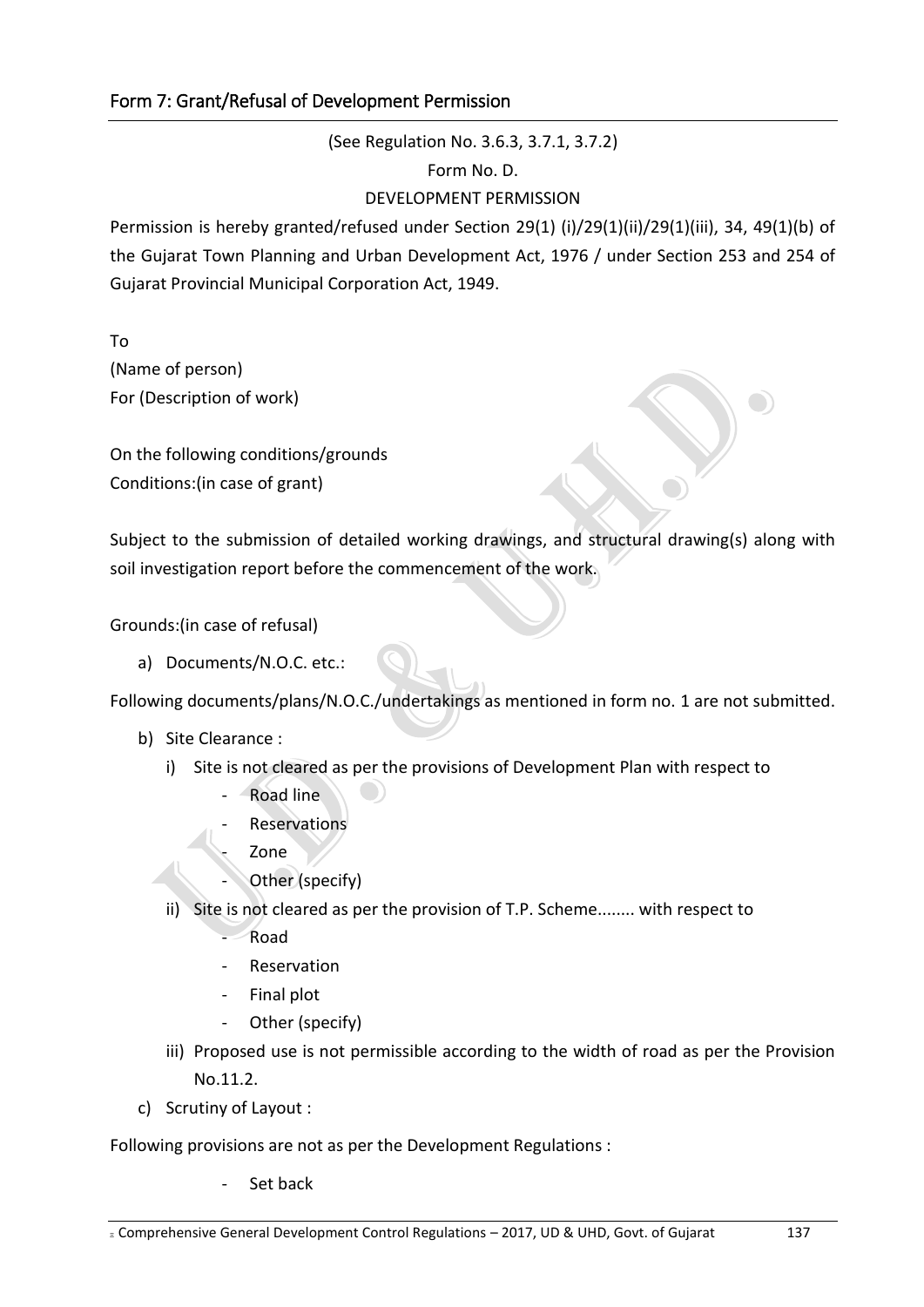## Form 7: Grant/Refusal of Development Permission

(See Regulation No. 3.6.3, 3.7.1, 3.7.2)

Form No. D.

DEVELOPMENT PERMISSION

Permission is hereby granted/refused under Section 29(1) (i)/29(1)(ii)/29(1)(iii), 34, 49(1)(b) of the Gujarat Town Planning and Urban Development Act, 1976 / under Section 253 and 254 of Gujarat Provincial Municipal Corporation Act, 1949.

To

(Name of person)

For (Description of work)

On the following conditions/grounds

Conditions:(in case of grant)

Subject to the submission of detailed working drawings, and structural drawing(s) along with soil investigation report before the commencement of the work.

Grounds:(in case of refusal)

a) Documents/N.O.C. etc.:

Following documents/plans/N.O.C./undertakings as mentioned in form no. 1 are not submitted.

b) Site Clearance :
   i) Site is not cleared as per the provisions of Development Plan with respect to
      - Road line
      - Reservations
      - Zone
      - Other (specify)
   ii) Site is not cleared as per the provision of T.P. Scheme........ with respect to
      - Road
      - Reservation
      - Final plot
      - Other (specify)
   iii) Proposed use is not permissible according to the width of road as per the Provision No.11.2.
c) Scrutiny of Layout :

Following provisions are not as per the Development Regulations :

- Set back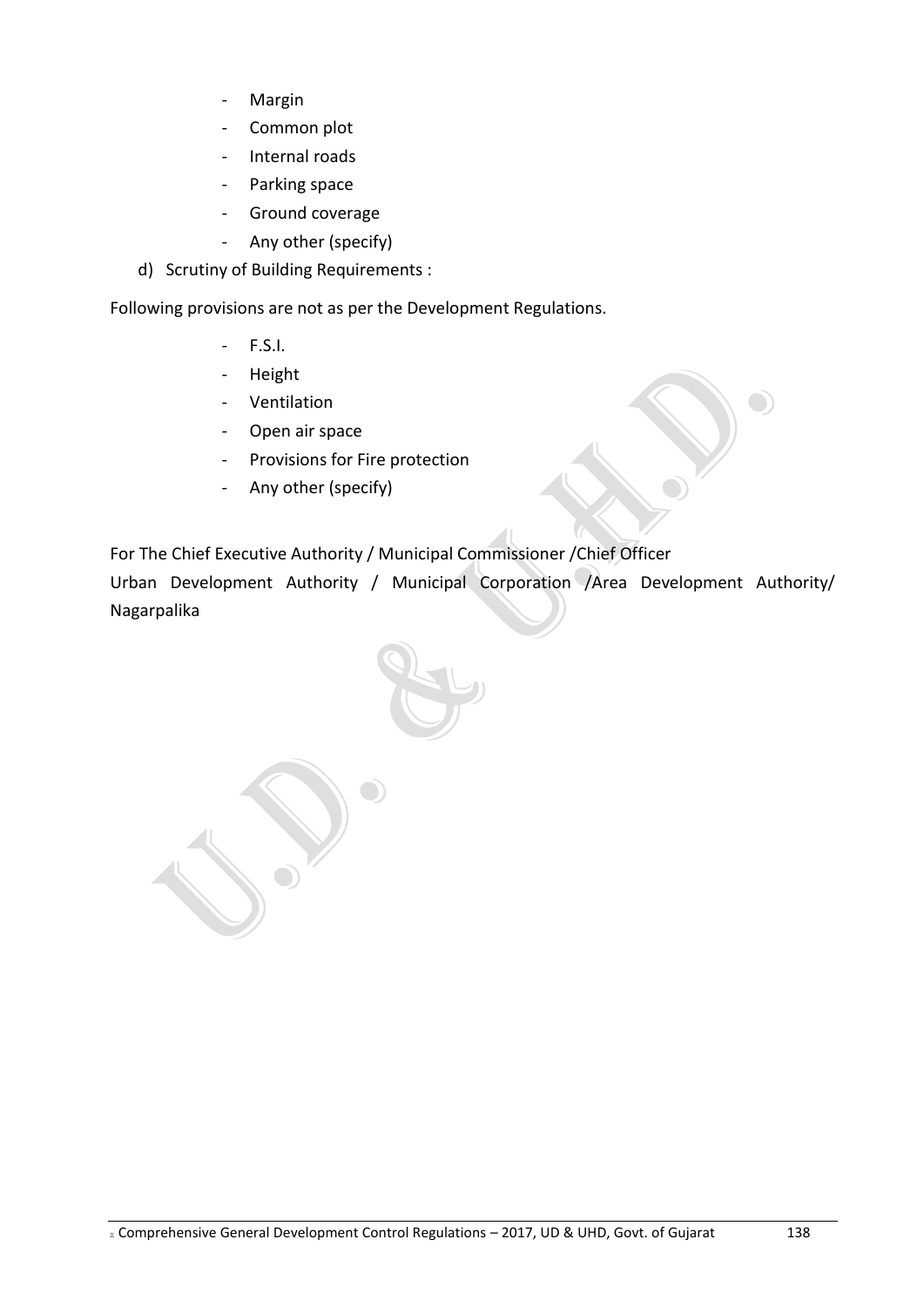- Margin
- Common plot
- Internal roads
- Parking space
- Ground coverage
- Any other (specify)

d) Scrutiny of Building Requirements :

Following provisions are not as per the Development Regulations.

- F.S.I.
- Height
- Ventilation
- Open air space
- Provisions for Fire protection
- Any other (specify)

For The Chief Executive Authority / Municipal Commissioner /Chief Officer
Urban Development Authority / Municipal Corporation /Area Development Authority/ Nagarpalika